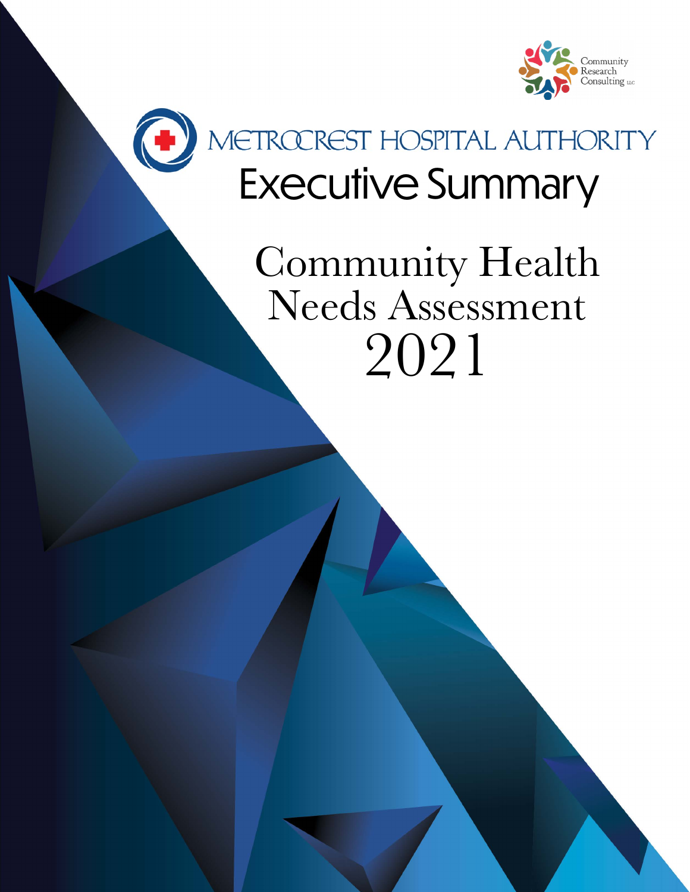Community Research Consulting LLC

# METROCREST HOSPITAL AUTHORITY

# Executive Summary

# Community Health Needs Assessment 2021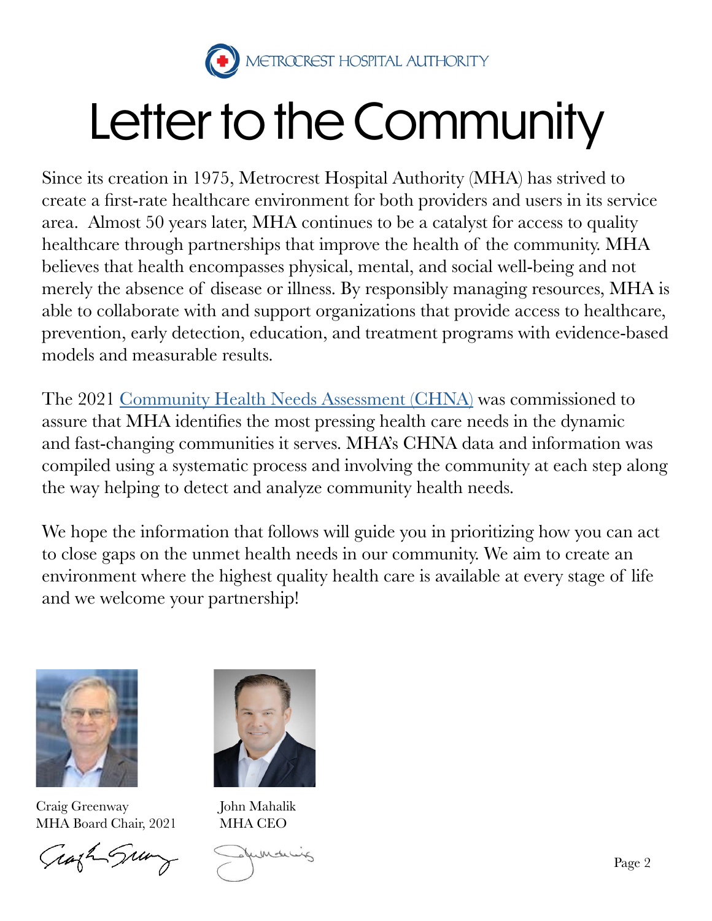METROCREST HOSPITAL AUTHORITY

# Letter to the Community

Since its creation in 1975, Metrocrest Hospital Authority (MHA) has strived to create a first-rate healthcare environment for both providers and users in its service area. Almost 50 years later, MHA continues to be a catalyst for access to quality healthcare through partnerships that improve the health of the community. MHA believes that health encompasses physical, mental, and social well-being and not merely the absence of disease or illness. By responsibly managing resources, MHA is able to collaborate with and support organizations that provide access to healthcare, prevention, early detection, education, and treatment programs with evidence-based models and measurable results.

The 2021 Community Health Needs Assessment (CHNA) was commissioned to assure that MHA identifies the most pressing health care needs in the dynamic and fast-changing communities it serves. MHA's CHNA data and information was compiled using a systematic process and involving the community at each step along the way helping to detect and analyze community health needs.

We hope the information that follows will guide you in prioritizing how you can act to close gaps on the unmet health needs in our community. We aim to create an environment where the highest quality health care is available at every stage of life and we welcome your partnership!

Craig Greenway
MHA Board Chair, 2021

John Mahalik
MHA CEO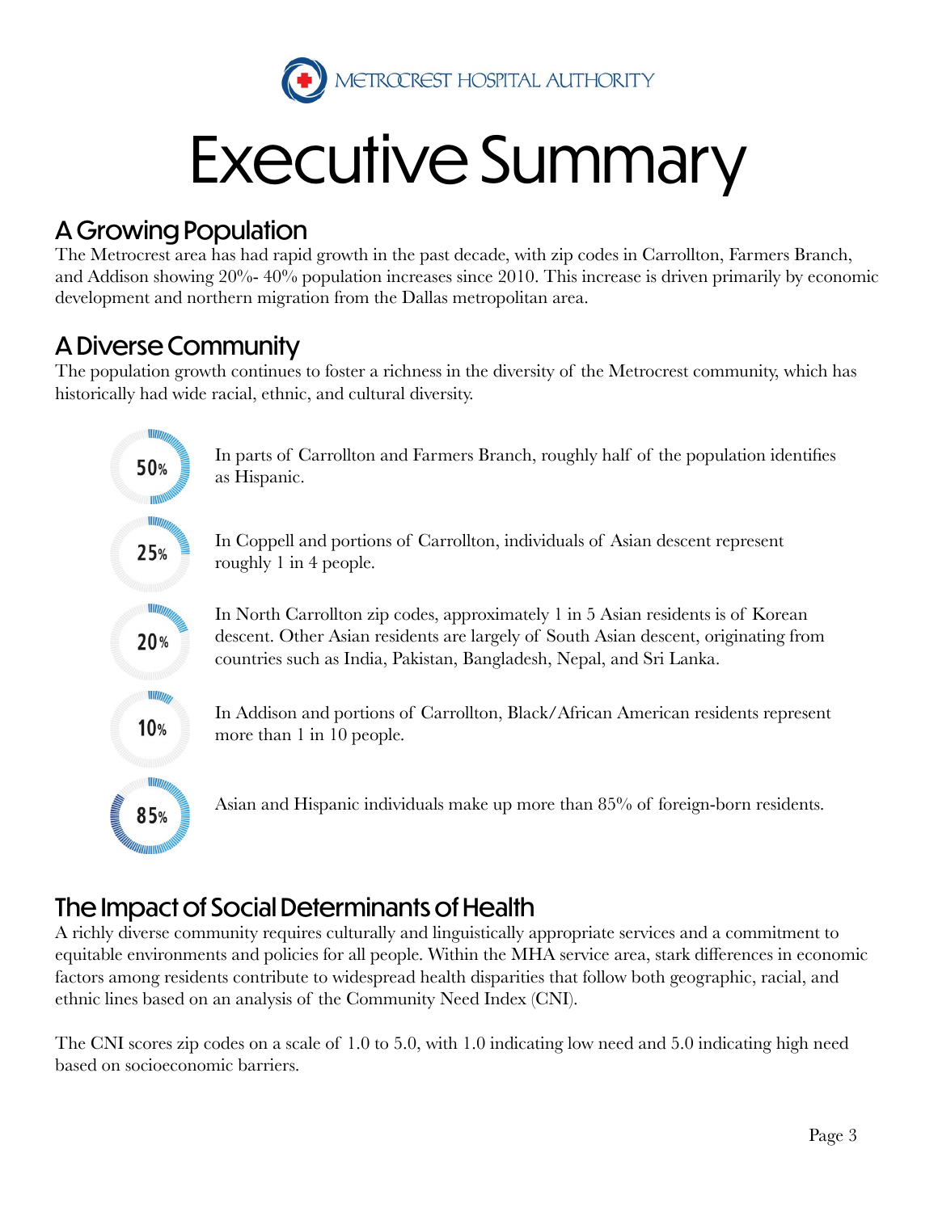METROCREST HOSPITAL AUTHORITY

# Executive Summary

## A Growing Population

The Metrocrest area has had rapid growth in the past decade, with zip codes in Carrollton, Farmers Branch, and Addison showing 20%- 40% population increases since 2010. This increase is driven primarily by economic development and northern migration from the Dallas metropolitan area.

## A Diverse Community

The population growth continues to foster a richness in the diversity of the Metrocrest community, which has historically had wide racial, ethnic, and cultural diversity.

**50%** In parts of Carrollton and Farmers Branch, roughly half of the population identifies as Hispanic.

**25%** In Coppell and portions of Carrollton, individuals of Asian descent represent roughly 1 in 4 people.

**20%** In North Carrollton zip codes, approximately 1 in 5 Asian residents is of Korean descent. Other Asian residents are largely of South Asian descent, originating from countries such as India, Pakistan, Bangladesh, Nepal, and Sri Lanka.

**10%** In Addison and portions of Carrollton, Black/African American residents represent more than 1 in 10 people.

**85%** Asian and Hispanic individuals make up more than 85% of foreign-born residents.

## The Impact of Social Determinants of Health

A richly diverse community requires culturally and linguistically appropriate services and a commitment to equitable environments and policies for all people. Within the MHA service area, stark differences in economic factors among residents contribute to widespread health disparities that follow both geographic, racial, and ethnic lines based on an analysis of the Community Need Index (CNI).

The CNI scores zip codes on a scale of 1.0 to 5.0, with 1.0 indicating low need and 5.0 indicating high need based on socioeconomic barriers.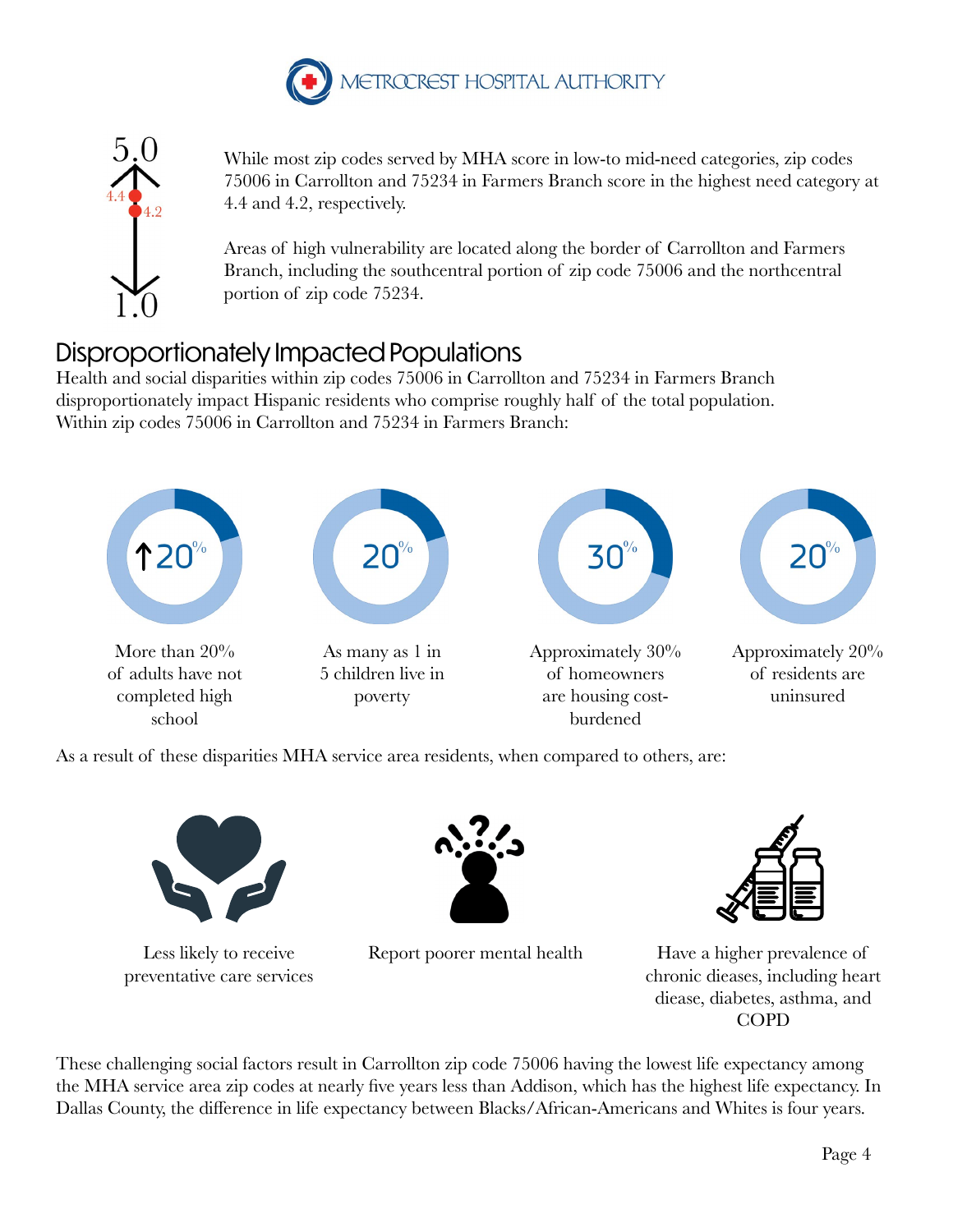While most zip codes served by MHA score in low-to mid-need categories, zip codes 75006 in Carrollton and 75234 in Farmers Branch score in the highest need category at 4.4 and 4.2, respectively.

Areas of high vulnerability are located along the border of Carrollton and Farmers Branch, including the southcentral portion of zip code 75006 and the northcentral portion of zip code 75234.

## Disproportionately Impacted Populations

Health and social disparities within zip codes 75006 in Carrollton and 75234 in Farmers Branch disproportionately impact Hispanic residents who comprise roughly half of the total population. Within zip codes 75006 in Carrollton and 75234 in Farmers Branch:

- ↑20% — More than 20% of adults have not completed high school
- 20% — As many as 1 in 5 children live in poverty
- 30% — Approximately 30% of homeowners are housing cost-burdened
- 20% — Approximately 20% of residents are uninsured

As a result of these disparities MHA service area residents, when compared to others, are:

- Less likely to receive preventative care services
- Report poorer mental health
- Have a higher prevalence of chronic dieases, including heart diease, diabetes, asthma, and COPD

These challenging social factors result in Carrollton zip code 75006 having the lowest life expectancy among the MHA service area zip codes at nearly five years less than Addison, which has the highest life expectancy. In Dallas County, the difference in life expectancy between Blacks/African-Americans and Whites is four years.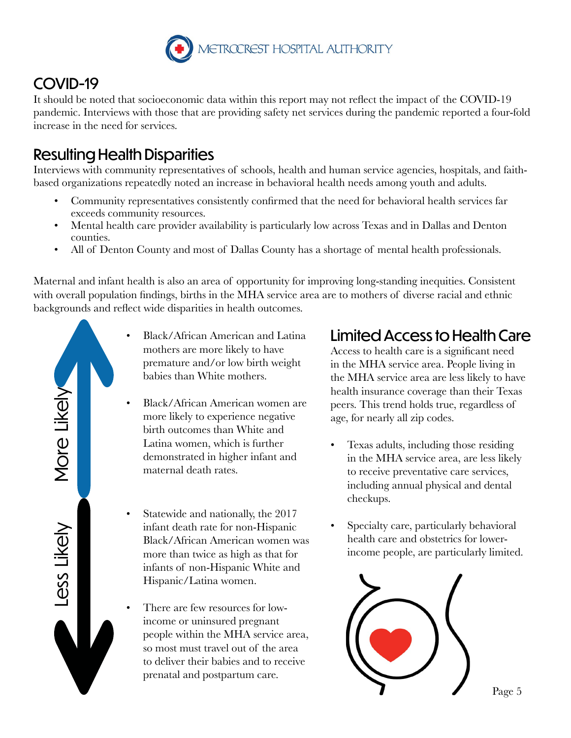## COVID-19

It should be noted that socioeconomic data within this report may not reflect the impact of the COVID-19 pandemic. Interviews with those that are providing safety net services during the pandemic reported a four-fold increase in the need for services.

## Resulting Health Disparities

Interviews with community representatives of schools, health and human service agencies, hospitals, and faith-based organizations repeatedly noted an increase in behavioral health needs among youth and adults.

- Community representatives consistently confirmed that the need for behavioral health services far exceeds community resources.
- Mental health care provider availability is particularly low across Texas and in Dallas and Denton counties.
- All of Denton County and most of Dallas County has a shortage of mental health professionals.

Maternal and infant health is also an area of opportunity for improving long-standing inequities. Consistent with overall population findings, births in the MHA service area are to mothers of diverse racial and ethnic backgrounds and reflect wide disparities in health outcomes.

More Likely

- Black/African American and Latina mothers are more likely to have premature and/or low birth weight babies than White mothers.
- Black/African American women are more likely to experience negative birth outcomes than White and Latina women, which is further demonstrated in higher infant and maternal death rates.

Less Likely

- Statewide and nationally, the 2017 infant death rate for non-Hispanic Black/African American women was more than twice as high as that for infants of non-Hispanic White and Hispanic/Latina women.
- There are few resources for low-income or uninsured pregnant people within the MHA service area, so most must travel out of the area to deliver their babies and to receive prenatal and postpartum care.

## Limited Access to Health Care

Access to health care is a significant need in the MHA service area. People living in the MHA service area are less likely to have health insurance coverage than their Texas peers. This trend holds true, regardless of age, for nearly all zip codes.

- Texas adults, including those residing in the MHA service area, are less likely to receive preventative care services, including annual physical and dental checkups.
- Specialty care, particularly behavioral health care and obstetrics for lower-income people, are particularly limited.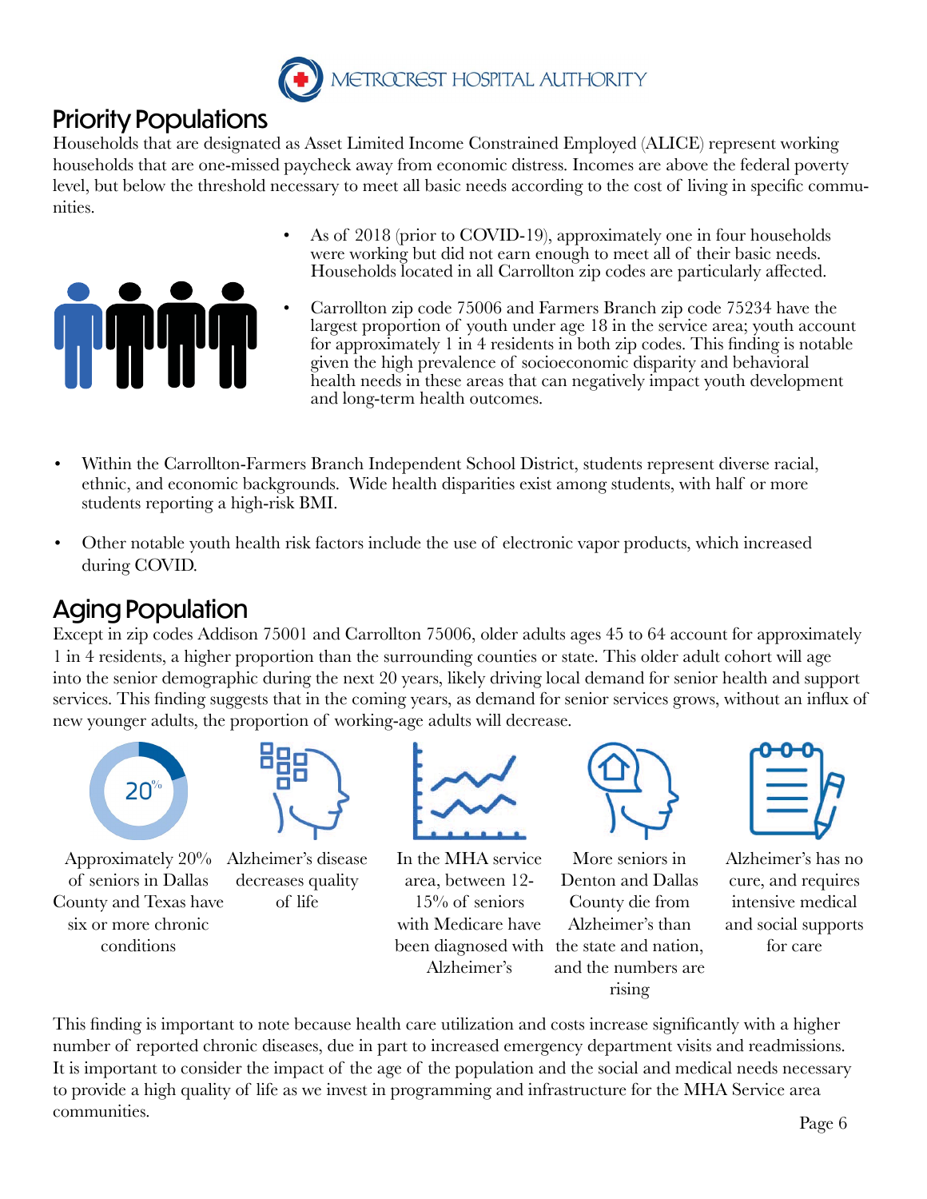## Priority Populations

Households that are designated as Asset Limited Income Constrained Employed (ALICE) represent working households that are one-missed paycheck away from economic distress. Incomes are above the federal poverty level, but below the threshold necessary to meet all basic needs according to the cost of living in specific communities.

- As of 2018 (prior to COVID-19), approximately one in four households were working but did not earn enough to meet all of their basic needs. Households located in all Carrollton zip codes are particularly affected.
- Carrollton zip code 75006 and Farmers Branch zip code 75234 have the largest proportion of youth under age 18 in the service area; youth account for approximately 1 in 4 residents in both zip codes. This finding is notable given the high prevalence of socioeconomic disparity and behavioral health needs in these areas that can negatively impact youth development and long-term health outcomes.
- Within the Carrollton-Farmers Branch Independent School District, students represent diverse racial, ethnic, and economic backgrounds. Wide health disparities exist among students, with half or more students reporting a high-risk BMI.
- Other notable youth health risk factors include the use of electronic vapor products, which increased during COVID.

## Aging Population

Except in zip codes Addison 75001 and Carrollton 75006, older adults ages 45 to 64 account for approximately 1 in 4 residents, a higher proportion than the surrounding counties or state. This older adult cohort will age into the senior demographic during the next 20 years, likely driving local demand for senior health and support services. This finding suggests that in the coming years, as demand for senior services grows, without an influx of new younger adults, the proportion of working-age adults will decrease.

20%

- Approximately 20% of seniors in Dallas County and Texas have six or more chronic conditions
- Alzheimer's disease decreases quality of life
- In the MHA service area, between 12-15% of seniors with Medicare have been diagnosed with Alzheimer's
- More seniors in Denton and Dallas County die from Alzheimer's than the state and nation, and the numbers are rising
- Alzheimer's has no cure, and requires intensive medical and social supports for care

This finding is important to note because health care utilization and costs increase significantly with a higher number of reported chronic diseases, due in part to increased emergency department visits and readmissions. It is important to consider the impact of the age of the population and the social and medical needs necessary to provide a high quality of life as we invest in programming and infrastructure for the MHA Service area communities.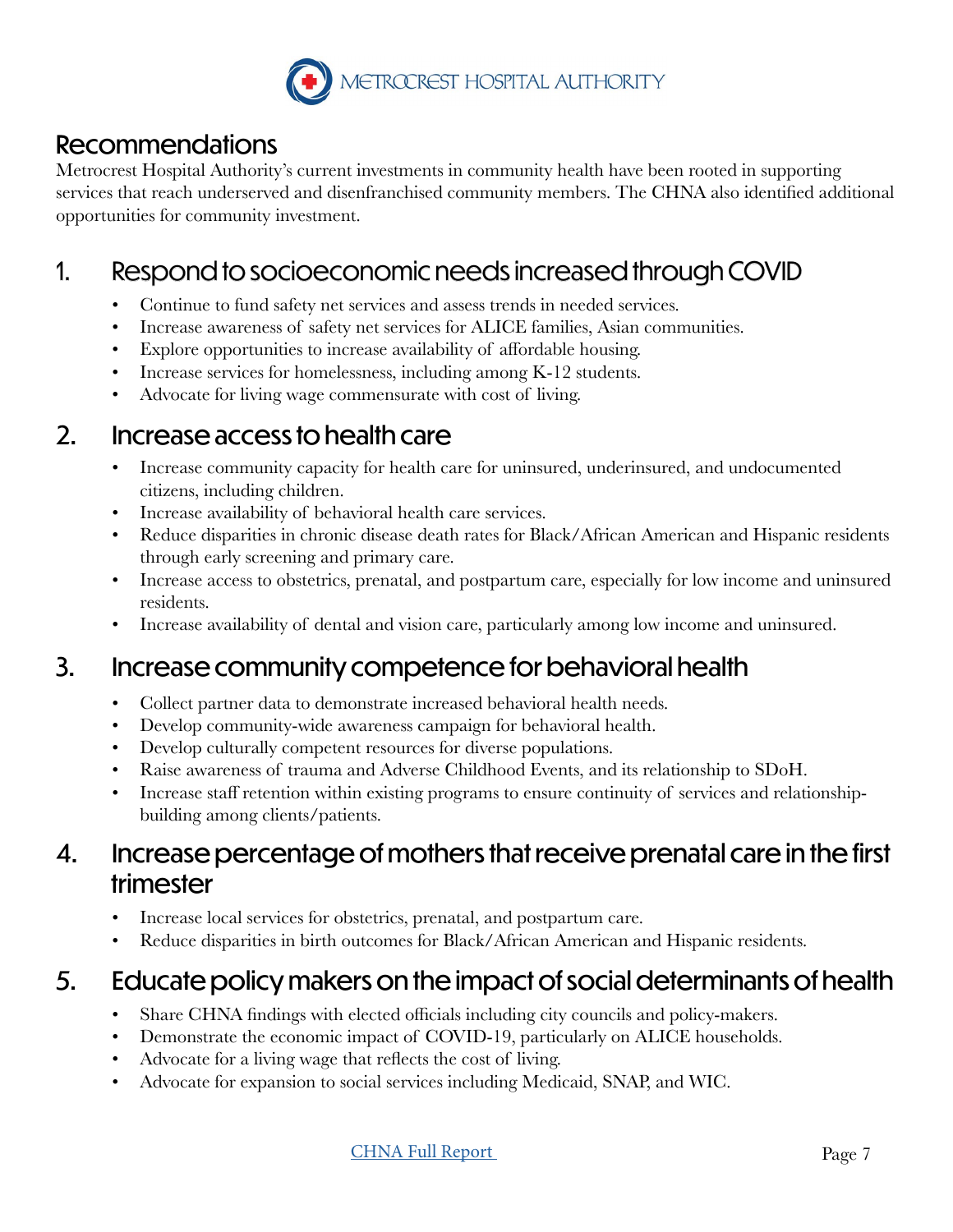## Recommendations

Metrocrest Hospital Authority's current investments in community health have been rooted in supporting services that reach underserved and disenfranchised community members. The CHNA also identified additional opportunities for community investment.

### 1. Respond to socioeconomic needs increased through COVID

- Continue to fund safety net services and assess trends in needed services.
- Increase awareness of safety net services for ALICE families, Asian communities.
- Explore opportunities to increase availability of affordable housing.
- Increase services for homelessness, including among K-12 students.
- Advocate for living wage commensurate with cost of living.

### 2. Increase access to health care

- Increase community capacity for health care for uninsured, underinsured, and undocumented citizens, including children.
- Increase availability of behavioral health care services.
- Reduce disparities in chronic disease death rates for Black/African American and Hispanic residents through early screening and primary care.
- Increase access to obstetrics, prenatal, and postpartum care, especially for low income and uninsured residents.
- Increase availability of dental and vision care, particularly among low income and uninsured.

### 3. Increase community competence for behavioral health

- Collect partner data to demonstrate increased behavioral health needs.
- Develop community-wide awareness campaign for behavioral health.
- Develop culturally competent resources for diverse populations.
- Raise awareness of trauma and Adverse Childhood Events, and its relationship to SDoH.
- Increase staff retention within existing programs to ensure continuity of services and relationship-building among clients/patients.

### 4. Increase percentage of mothers that receive prenatal care in the first trimester

- Increase local services for obstetrics, prenatal, and postpartum care.
- Reduce disparities in birth outcomes for Black/African American and Hispanic residents.

### 5. Educate policy makers on the impact of social determinants of health

- Share CHNA findings with elected officials including city councils and policy-makers.
- Demonstrate the economic impact of COVID-19, particularly on ALICE households.
- Advocate for a living wage that reflects the cost of living.
- Advocate for expansion to social services including Medicaid, SNAP, and WIC.

CHNA Full Report